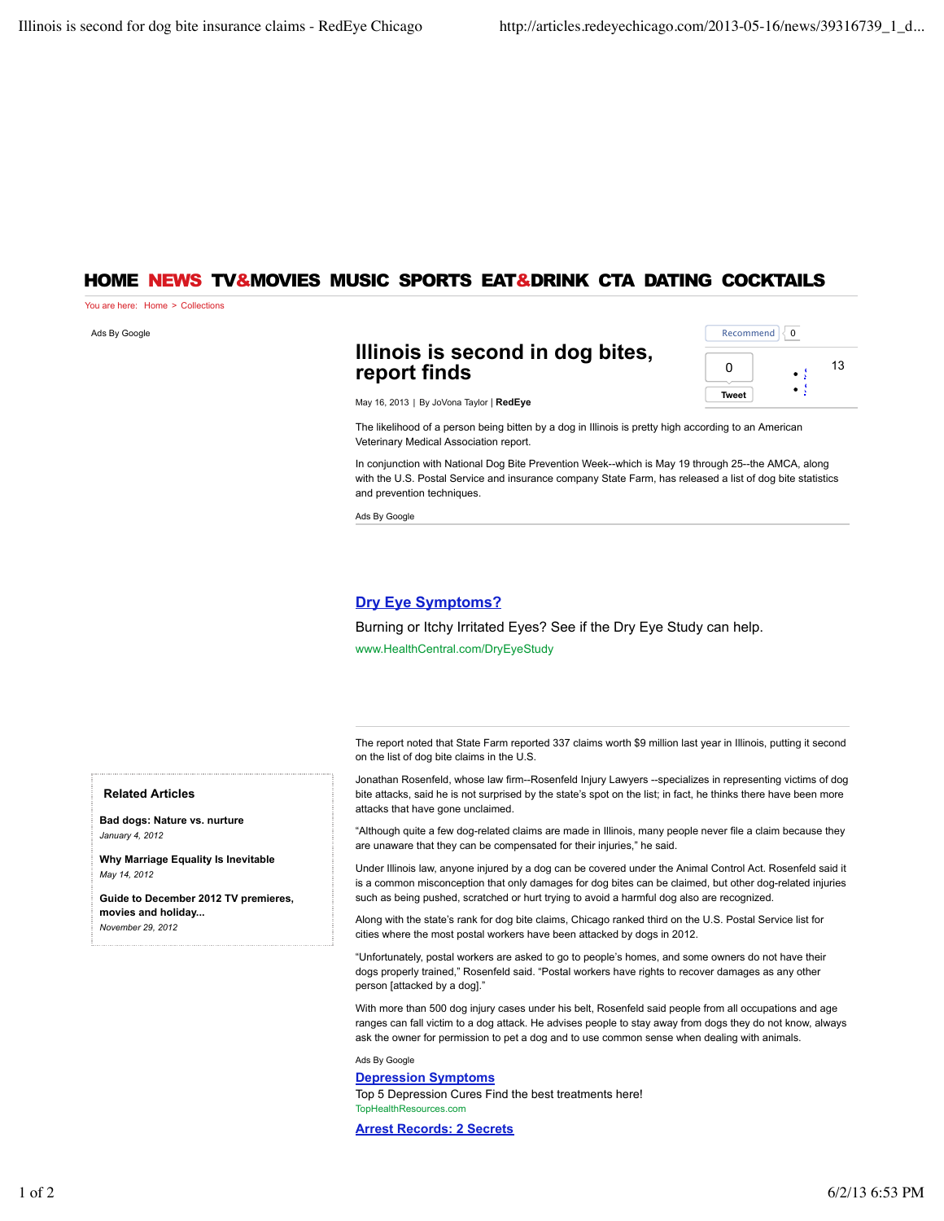HOME NEWS TV&MOVIES MUSIC SPORTS EAT&DRINK CTA DATING COCKTAILS

You are here: Home > Collections

Ads By Google

# Illinois is second in dog bites, report finds

May 16, 2013 | By JoVona Taylor | **RedEye**

The likelihood of a person being bitten by a dog in Illinois is pretty high according to an American Veterinary Medical Association report.

In conjunction with National Dog Bite Prevention Week--which is May 19 through 25--the AMCA, along with the U.S. Postal Service and insurance company State Farm, has released a list of dog bite statistics and prevention techniques.

Ads By Google

**Dry Eye Symptoms?**

Burning or Itchy Irritated Eyes? See if the Dry Eye Study can help.

www.HealthCentral.com/DryEyeStudy

The report noted that State Farm reported 337 claims worth $9 million last year in Illinois, putting it second on the list of dog bite claims in the U.S.

Jonathan Rosenfeld, whose law firm--Rosenfeld Injury Lawyers --specializes in representing victims of dog bite attacks, said he is not surprised by the state's spot on the list; in fact, he thinks there have been more attacks that have gone unclaimed.

"Although quite a few dog-related claims are made in Illinois, many people never file a claim because they are unaware that they can be compensated for their injuries," he said.

Under Illinois law, anyone injured by a dog can be covered under the Animal Control Act. Rosenfeld said it is a common misconception that only damages for dog bites can be claimed, but other dog-related injuries such as being pushed, scratched or hurt trying to avoid a harmful dog also are recognized.

Along with the state's rank for dog bite claims, Chicago ranked third on the U.S. Postal Service list for cities where the most postal workers have been attacked by dogs in 2012.

"Unfortunately, postal workers are asked to go to people's homes, and some owners do not have their dogs properly trained," Rosenfeld said. "Postal workers have rights to recover damages as any other person [attacked by a dog]."

With more than 500 dog injury cases under his belt, Rosenfeld said people from all occupations and age ranges can fall victim to a dog attack. He advises people to stay away from dogs they do not know, always ask the owner for permission to pet a dog and to use common sense when dealing with animals.

Ads By Google

**Depression Symptoms**

Top 5 Depression Cures Find the best treatments here!

TopHealthResources.com

**Arrest Records: 2 Secrets**

### Related Articles

**Bad dogs: Nature vs. nurture**
*January 4, 2012*

**Why Marriage Equality Is Inevitable**
*May 14, 2012*

**Guide to December 2012 TV premieres, movies and holiday...**
*November 29, 2012*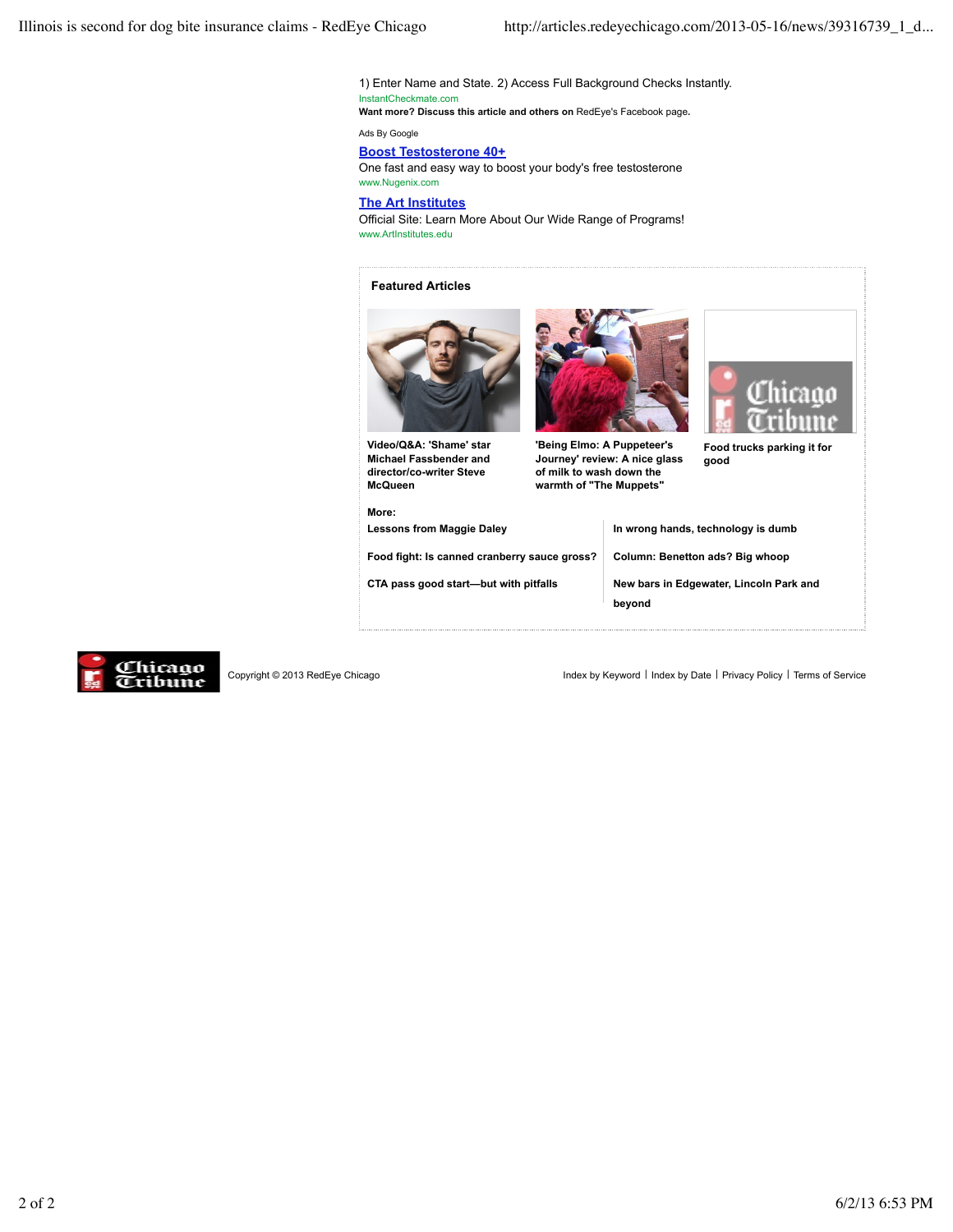1) Enter Name and State. 2) Access Full Background Checks Instantly.
InstantCheckmate.com

**Want more? Discuss this article and others on** RedEye's Facebook page**.**

Ads By Google

**Boost Testosterone 40+**
One fast and easy way to boost your body's free testosterone
www.Nugenix.com

**The Art Institutes**
Official Site: Learn More About Our Wide Range of Programs!
www.ArtInstitutes.edu

### Featured Articles

**Video/Q&A: 'Shame' star Michael Fassbender and director/co-writer Steve McQueen**

**'Being Elmo: A Puppeteer's Journey' review: A nice glass of milk to wash down the warmth of "The Muppets"**

**Food trucks parking it for good**

**More:**

- **Lessons from Maggie Daley**
- **Food fight: Is canned cranberry sauce gross?**
- **CTA pass good start—but with pitfalls**
- **In wrong hands, technology is dumb**
- **Column: Benetton ads? Big whoop**
- **New bars in Edgewater, Lincoln Park and beyond**

Copyright © 2013 RedEye Chicago

Index by Keyword | Index by Date | Privacy Policy | Terms of Service